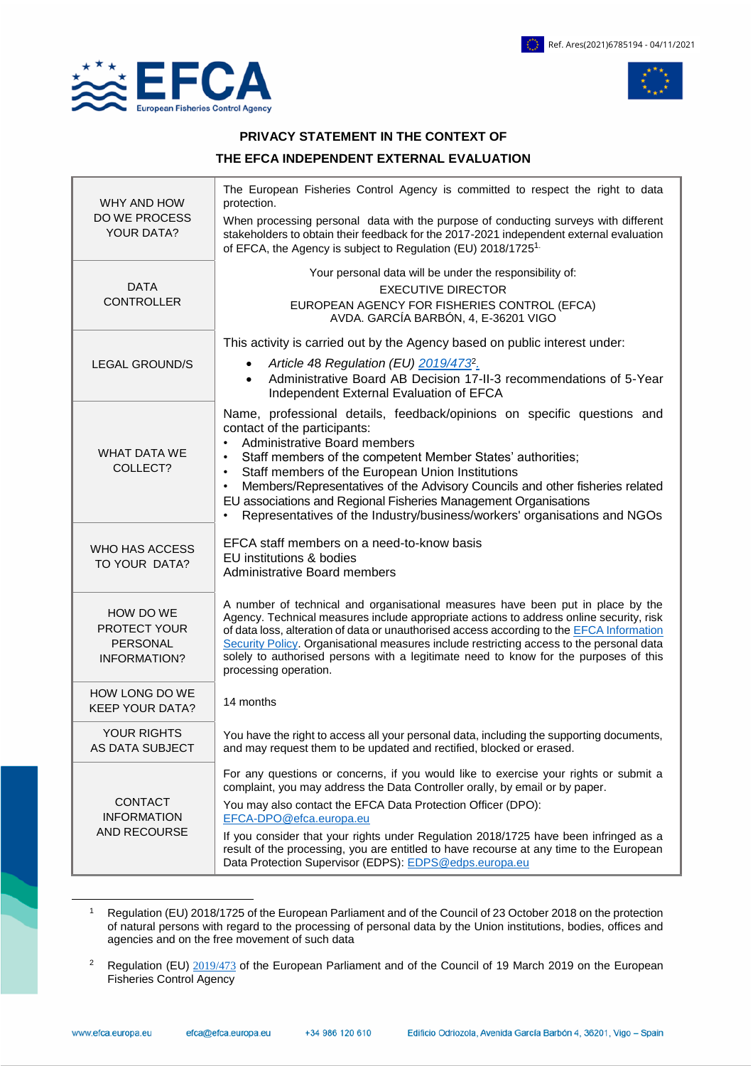Ref. Ares(2021)6785194 - 04/11/2021

**EFCA** European Fisheries Control Agency

## PRIVACY STATEMENT IN THE CONTEXT OF THE EFCA INDEPENDENT EXTERNAL EVALUATION

| | |
|---|---|
| WHY AND HOW DO WE PROCESS YOUR DATA? | The European Fisheries Control Agency is committed to respect the right to data protection.<br>When processing personal data with the purpose of conducting surveys with different stakeholders to obtain their feedback for the 2017-2021 independent external evaluation of EFCA, the Agency is subject to Regulation (EU) 2018/1725[1]. |
| DATA CONTROLLER | Your personal data will be under the responsibility of:<br>EXECUTIVE DIRECTOR<br>EUROPEAN AGENCY FOR FISHERIES CONTROL (EFCA)<br>AVDA. GARCÍA BARBÓN, 4, E-36201 VIGO |
| LEGAL GROUND/S | This activity is carried out by the Agency based on public interest under:<br>• *Article 48 Regulation (EU) 2019/473*[2].<br>• Administrative Board AB Decision 17-II-3 recommendations of 5-Year Independent External Evaluation of EFCA |
| WHAT DATA WE COLLECT? | Name, professional details, feedback/opinions on specific questions and contact of the participants:<br>• Administrative Board members<br>• Staff members of the competent Member States' authorities;<br>• Staff members of the European Union Institutions<br>• Members/Representatives of the Advisory Councils and other fisheries related EU associations and Regional Fisheries Management Organisations<br>• Representatives of the Industry/business/workers' organisations and NGOs |
| WHO HAS ACCESS TO YOUR DATA? | EFCA staff members on a need-to-know basis<br>EU institutions & bodies<br>Administrative Board members |
| HOW DO WE PROTECT YOUR PERSONAL INFORMATION? | A number of technical and organisational measures have been put in place by the Agency. Technical measures include appropriate actions to address online security, risk of data loss, alteration of data or unauthorised access according to the EFCA Information Security Policy. Organisational measures include restricting access to the personal data solely to authorised persons with a legitimate need to know for the purposes of this processing operation. |
| HOW LONG DO WE KEEP YOUR DATA? | 14 months |
| YOUR RIGHTS AS DATA SUBJECT | You have the right to access all your personal data, including the supporting documents, and may request them to be updated and rectified, blocked or erased. |
| CONTACT INFORMATION AND RECOURSE | For any questions or concerns, if you would like to exercise your rights or submit a complaint, you may address the Data Controller orally, by email or by paper.<br>You may also contact the EFCA Data Protection Officer (DPO): EFCA-DPO@efca.europa.eu<br>If you consider that your rights under Regulation 2018/1725 have been infringed as a result of the processing, you are entitled to have recourse at any time to the European Data Protection Supervisor (EDPS): EDPS@edps.europa.eu |

[1] Regulation (EU) 2018/1725 of the European Parliament and of the Council of 23 October 2018 on the protection of natural persons with regard to the processing of personal data by the Union institutions, bodies, offices and agencies and on the free movement of such data

[2] Regulation (EU) 2019/473 of the European Parliament and of the Council of 19 March 2019 on the European Fisheries Control Agency

www.efca.europa.eu efca@efca.europa.eu +34 986 120 610 Edificio Odriozola, Avenida García Barbón 4, 36201, Vigo – Spain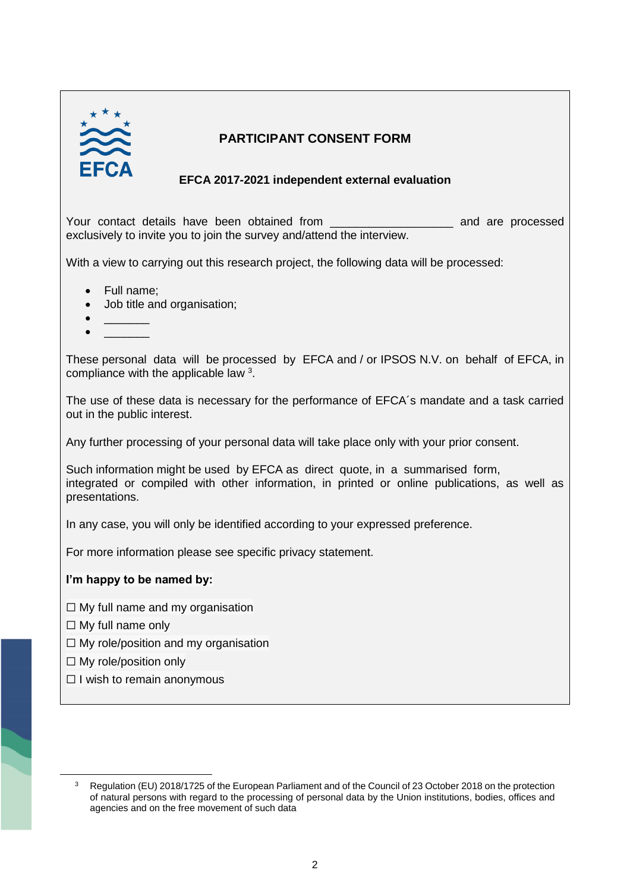EFCA

# PARTICIPANT CONSENT FORM

## EFCA 2017-2021 independent external evaluation

Your contact details have been obtained from ___________________ and are processed exclusively to invite you to join the survey and/attend the interview.

With a view to carrying out this research project, the following data will be processed:

- Full name;
- Job title and organisation;
- _______
- _______

These personal data will be processed by EFCA and / or IPSOS N.V. on behalf of EFCA, in compliance with the applicable law [3].

The use of these data is necessary for the performance of EFCA´s mandate and a task carried out in the public interest.

Any further processing of your personal data will take place only with your prior consent.

Such information might be used by EFCA as direct quote, in a summarised form, integrated or compiled with other information, in printed or online publications, as well as presentations.

In any case, you will only be identified according to your expressed preference.

For more information please see specific privacy statement.

**I'm happy to be named by:**

☐ My full name and my organisation
☐ My full name only
☐ My role/position and my organisation
☐ My role/position only
☐ I wish to remain anonymous

---

[3] Regulation (EU) 2018/1725 of the European Parliament and of the Council of 23 October 2018 on the protection of natural persons with regard to the processing of personal data by the Union institutions, bodies, offices and agencies and on the free movement of such data